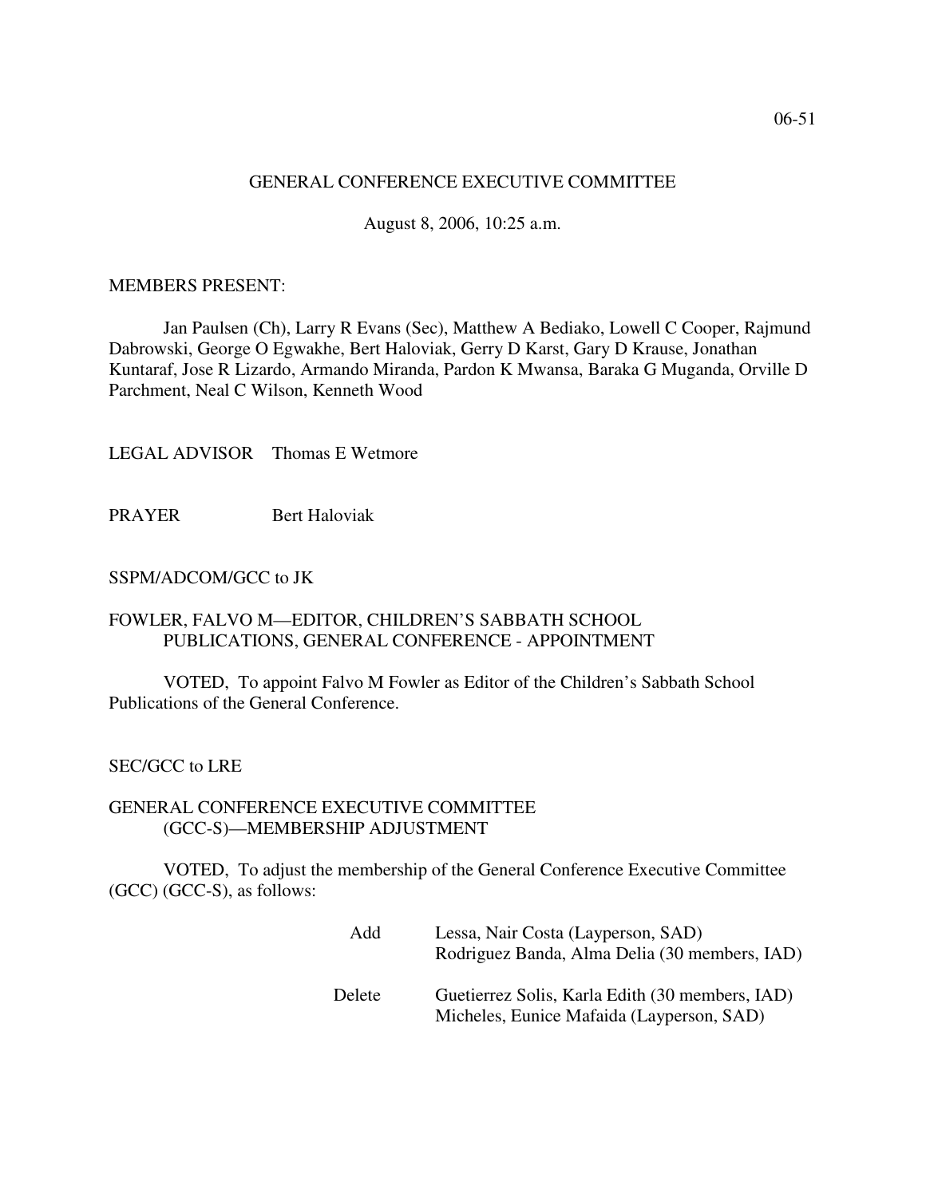06-51

GENERAL CONFERENCE EXECUTIVE COMMITTEE

August 8, 2006, 10:25 a.m.

MEMBERS PRESENT:

Jan Paulsen (Ch), Larry R Evans (Sec), Matthew A Bediako, Lowell C Cooper, Rajmund Dabrowski, George O Egwakhe, Bert Haloviak, Gerry D Karst, Gary D Krause, Jonathan Kuntaraf, Jose R Lizardo, Armando Miranda, Pardon K Mwansa, Baraka G Muganda, Orville D Parchment, Neal C Wilson, Kenneth Wood

LEGAL ADVISOR Thomas E Wetmore

PRAYER Bert Haloviak

SSPM/ADCOM/GCC to JK

FOWLER, FALVO M—EDITOR, CHILDREN'S SABBATH SCHOOL PUBLICATIONS, GENERAL CONFERENCE - APPOINTMENT

VOTED, To appoint Falvo M Fowler as Editor of the Children's Sabbath School Publications of the General Conference.

SEC/GCC to LRE

GENERAL CONFERENCE EXECUTIVE COMMITTEE (GCC-S)—MEMBERSHIP ADJUSTMENT

VOTED, To adjust the membership of the General Conference Executive Committee (GCC) (GCC-S), as follows:

| | |
|---|---|
| Add | Lessa, Nair Costa (Layperson, SAD) |
| | Rodriguez Banda, Alma Delia (30 members, IAD) |
| Delete | Guetierrez Solis, Karla Edith (30 members, IAD) |
| | Micheles, Eunice Mafaida (Layperson, SAD) |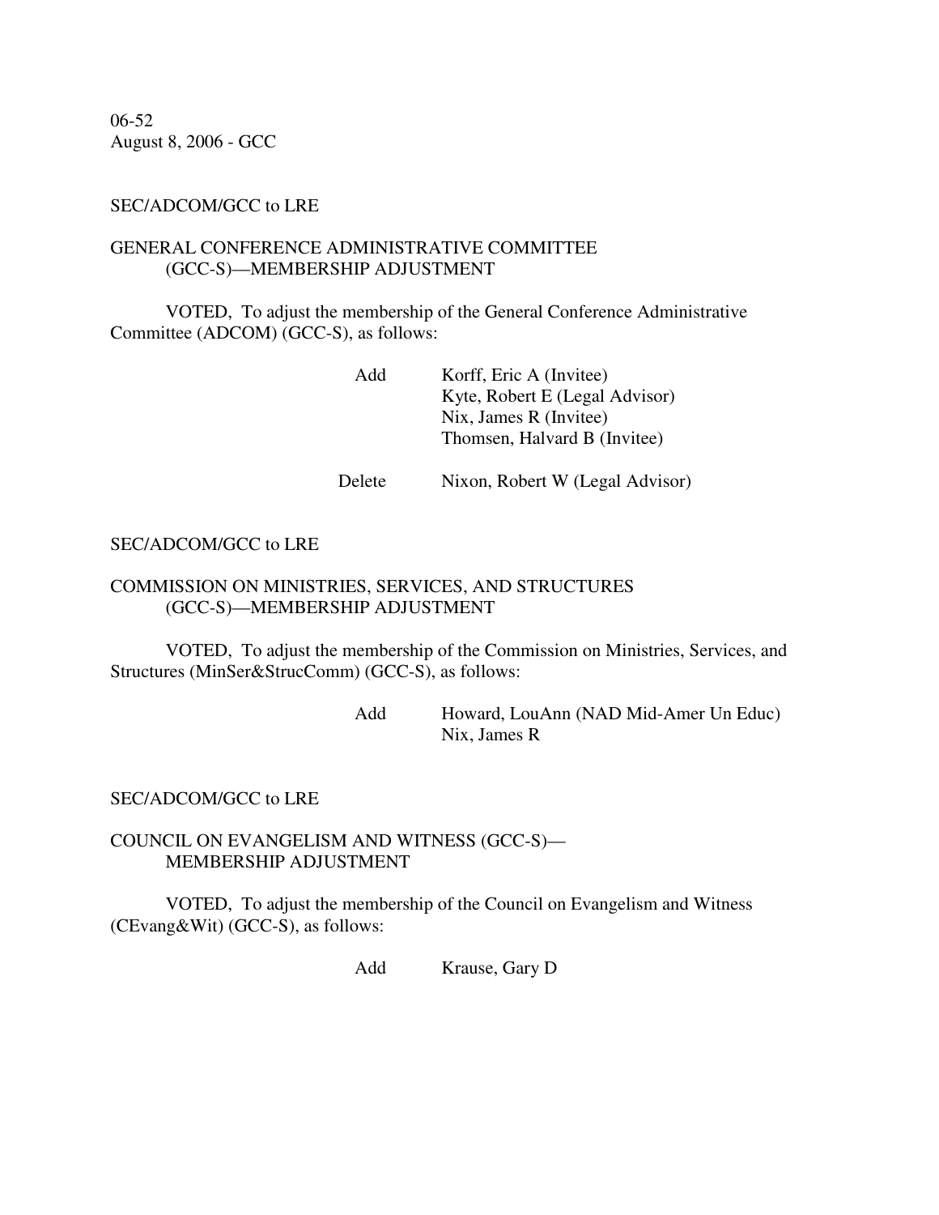06-52
August 8, 2006 - GCC

SEC/ADCOM/GCC to LRE

GENERAL CONFERENCE ADMINISTRATIVE COMMITTEE (GCC-S)—MEMBERSHIP ADJUSTMENT

VOTED, To adjust the membership of the General Conference Administrative Committee (ADCOM) (GCC-S), as follows:

| | |
|---|---|
| Add | Korff, Eric A (Invitee) |
| | Kyte, Robert E (Legal Advisor) |
| | Nix, James R (Invitee) |
| | Thomsen, Halvard B (Invitee) |
| Delete | Nixon, Robert W (Legal Advisor) |

SEC/ADCOM/GCC to LRE

COMMISSION ON MINISTRIES, SERVICES, AND STRUCTURES (GCC-S)—MEMBERSHIP ADJUSTMENT

VOTED, To adjust the membership of the Commission on Ministries, Services, and Structures (MinSer&StrucComm) (GCC-S), as follows:

| | |
|---|---|
| Add | Howard, LouAnn (NAD Mid-Amer Un Educ) |
| | Nix, James R |

SEC/ADCOM/GCC to LRE

COUNCIL ON EVANGELISM AND WITNESS (GCC-S)—MEMBERSHIP ADJUSTMENT

VOTED, To adjust the membership of the Council on Evangelism and Witness (CEvang&Wit) (GCC-S), as follows:

| | |
|---|---|
| Add | Krause, Gary D |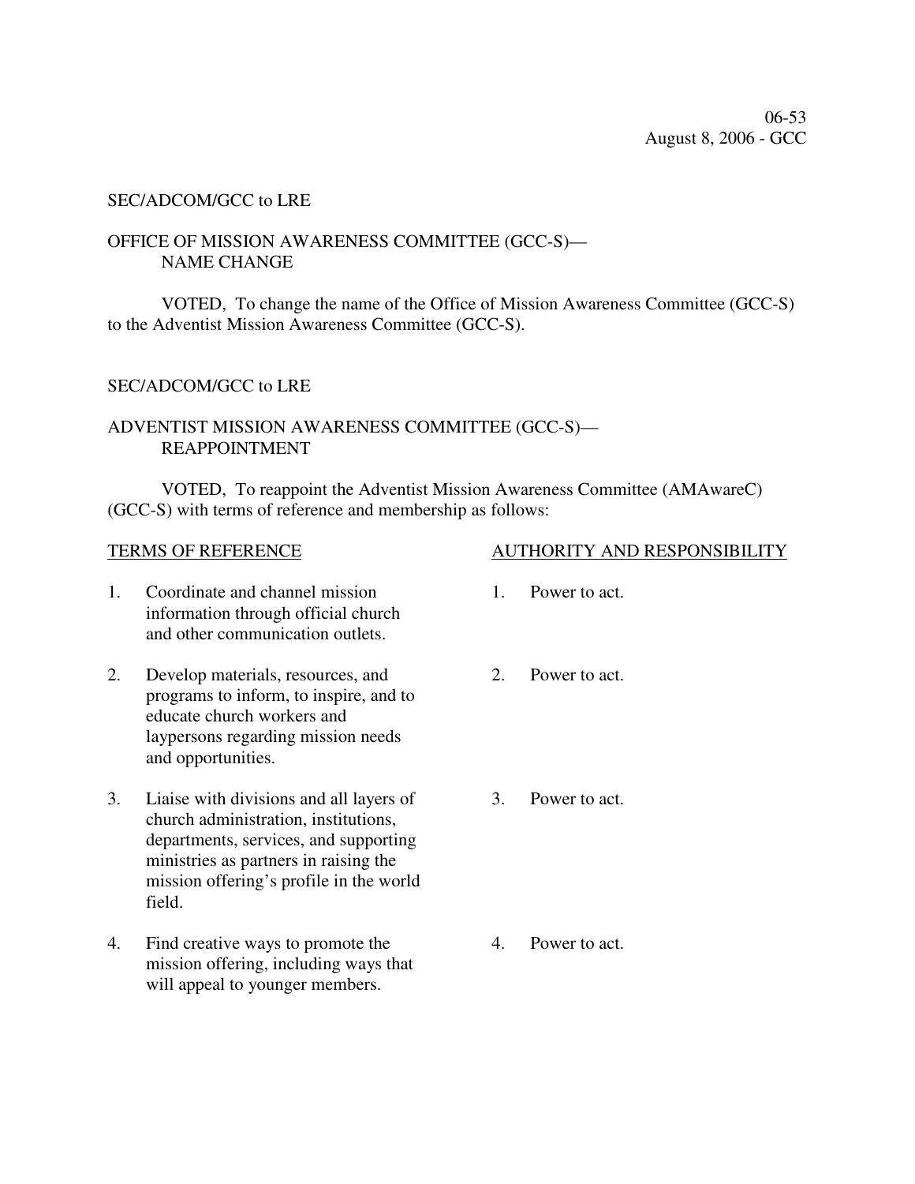06-53
August 8, 2006 - GCC

SEC/ADCOM/GCC to LRE

OFFICE OF MISSION AWARENESS COMMITTEE (GCC-S)—
NAME CHANGE

VOTED, To change the name of the Office of Mission Awareness Committee (GCC-S) to the Adventist Mission Awareness Committee (GCC-S).

SEC/ADCOM/GCC to LRE

ADVENTIST MISSION AWARENESS COMMITTEE (GCC-S)—
REAPPOINTMENT

VOTED, To reappoint the Adventist Mission Awareness Committee (AMAwareC) (GCC-S) with terms of reference and membership as follows:

| TERMS OF REFERENCE | AUTHORITY AND RESPONSIBILITY |
|---|---|
| 1. Coordinate and channel mission information through official church and other communication outlets. | 1. Power to act. |
| 2. Develop materials, resources, and programs to inform, to inspire, and to educate church workers and laypersons regarding mission needs and opportunities. | 2. Power to act. |
| 3. Liaise with divisions and all layers of church administration, institutions, departments, services, and supporting ministries as partners in raising the mission offering's profile in the world field. | 3. Power to act. |
| 4. Find creative ways to promote the mission offering, including ways that will appeal to younger members. | 4. Power to act. |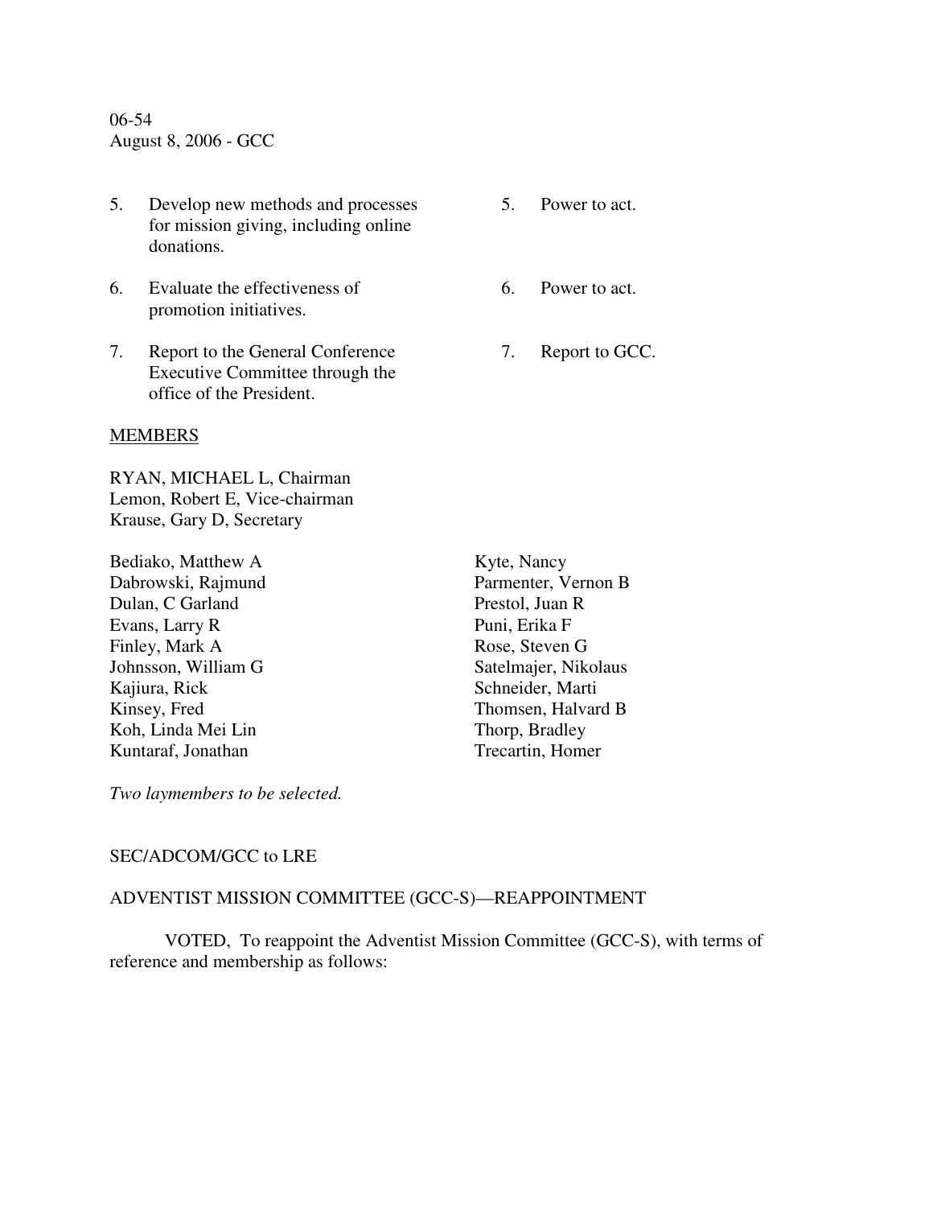5. Develop new methods and processes for mission giving, including online donations. — 5. Power to act.

6. Evaluate the effectiveness of promotion initiatives. — 6. Power to act.

7. Report to the General Conference Executive Committee through the office of the President. — 7. Report to GCC.

MEMBERS

RYAN, MICHAEL L, Chairman
Lemon, Robert E, Vice-chairman
Krause, Gary D, Secretary

Bediako, Matthew A
Dabrowski, Rajmund
Dulan, C Garland
Evans, Larry R
Finley, Mark A
Johnsson, William G
Kajiura, Rick
Kinsey, Fred
Koh, Linda Mei Lin
Kuntaraf, Jonathan
Kyte, Nancy
Parmenter, Vernon B
Prestol, Juan R
Puni, Erika F
Rose, Steven G
Satelmajer, Nikolaus
Schneider, Marti
Thomsen, Halvard B
Thorp, Bradley
Trecartin, Homer

*Two laymembers to be selected.*

SEC/ADCOM/GCC to LRE

ADVENTIST MISSION COMMITTEE (GCC-S)—REAPPOINTMENT

VOTED, To reappoint the Adventist Mission Committee (GCC-S), with terms of reference and membership as follows: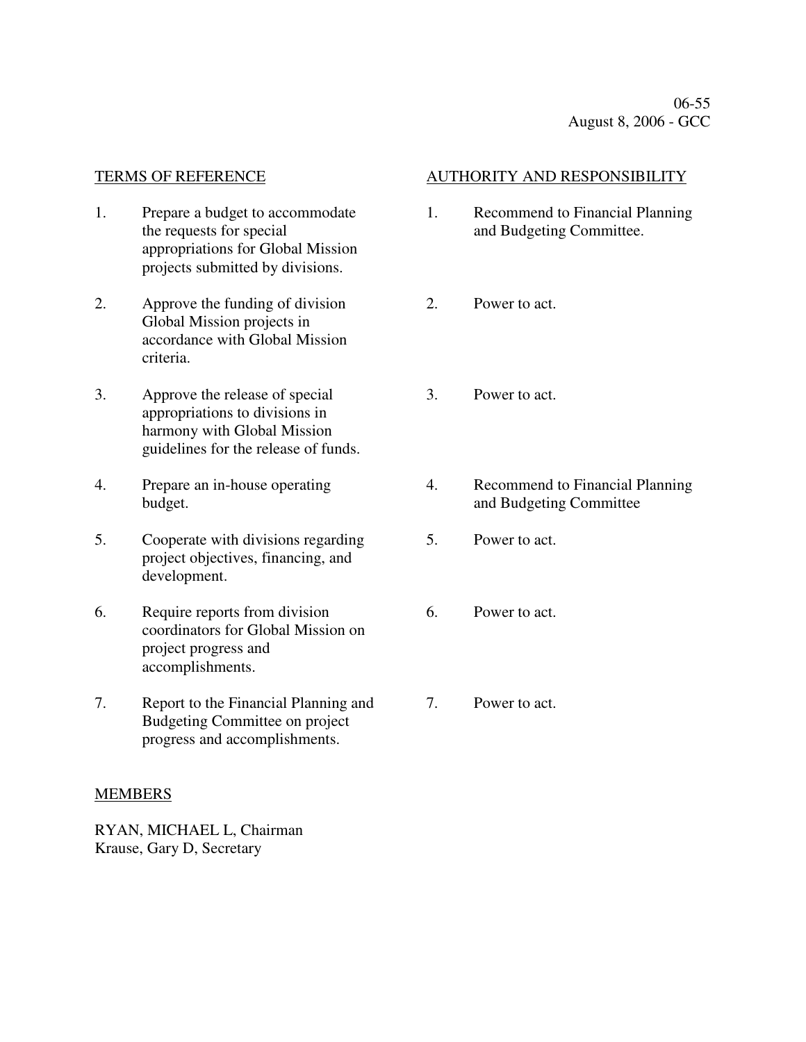06-55
August 8, 2006 - GCC

| TERMS OF REFERENCE | AUTHORITY AND RESPONSIBILITY |
|---|---|
| 1. Prepare a budget to accommodate the requests for special appropriations for Global Mission projects submitted by divisions. | 1. Recommend to Financial Planning and Budgeting Committee. |
| 2. Approve the funding of division Global Mission projects in accordance with Global Mission criteria. | 2. Power to act. |
| 3. Approve the release of special appropriations to divisions in harmony with Global Mission guidelines for the release of funds. | 3. Power to act. |
| 4. Prepare an in-house operating budget. | 4. Recommend to Financial Planning and Budgeting Committee |
| 5. Cooperate with divisions regarding project objectives, financing, and development. | 5. Power to act. |
| 6. Require reports from division coordinators for Global Mission on project progress and accomplishments. | 6. Power to act. |
| 7. Report to the Financial Planning and Budgeting Committee on project progress and accomplishments. | 7. Power to act. |

MEMBERS

RYAN, MICHAEL L, Chairman
Krause, Gary D, Secretary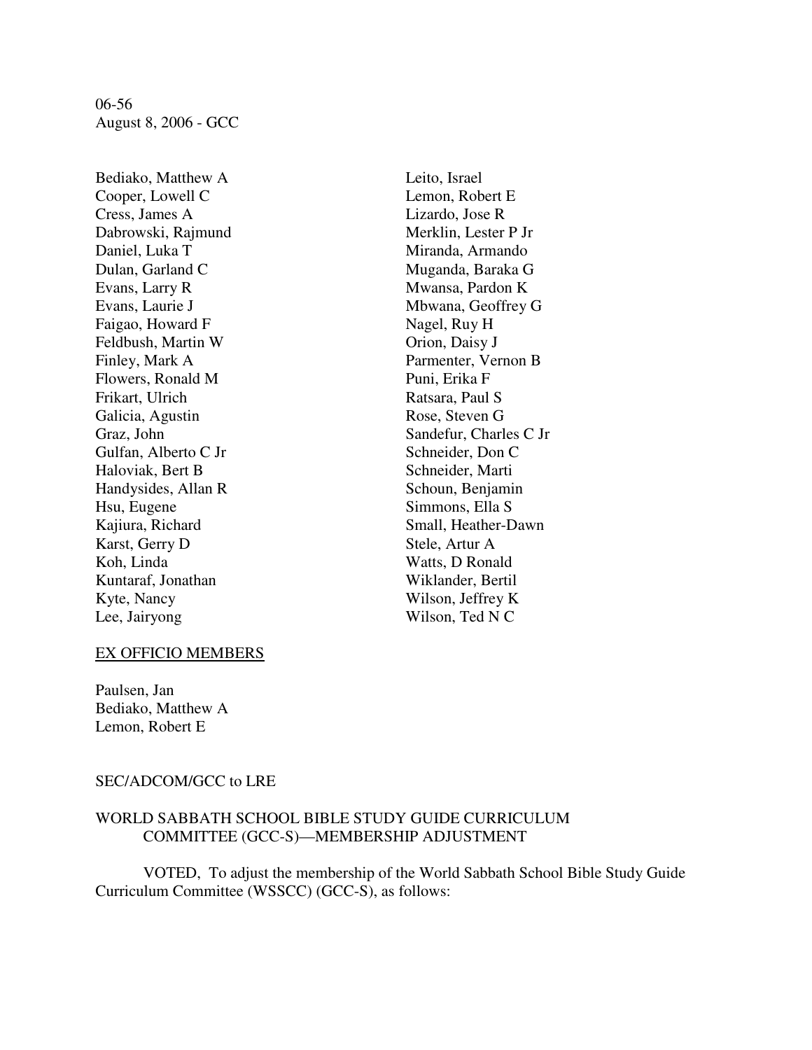Bediako, Matthew A
Cooper, Lowell C
Cress, James A
Dabrowski, Rajmund
Daniel, Luka T
Dulan, Garland C
Evans, Larry R
Evans, Laurie J
Faigao, Howard F
Feldbush, Martin W
Finley, Mark A
Flowers, Ronald M
Frikart, Ulrich
Galicia, Agustin
Graz, John
Gulfan, Alberto C Jr
Haloviak, Bert B
Handysides, Allan R
Hsu, Eugene
Kajiura, Richard
Karst, Gerry D
Koh, Linda
Kuntaraf, Jonathan
Kyte, Nancy
Lee, Jairyong
Leito, Israel
Lemon, Robert E
Lizardo, Jose R
Merklin, Lester P Jr
Miranda, Armando
Muganda, Baraka G
Mwansa, Pardon K
Mbwana, Geoffrey G
Nagel, Ruy H
Orion, Daisy J
Parmenter, Vernon B
Puni, Erika F
Ratsara, Paul S
Rose, Steven G
Sandefur, Charles C Jr
Schneider, Don C
Schneider, Marti
Schoun, Benjamin
Simmons, Ella S
Small, Heather-Dawn
Stele, Artur A
Watts, D Ronald
Wiklander, Bertil
Wilson, Jeffrey K
Wilson, Ted N C

EX OFFICIO MEMBERS

Paulsen, Jan
Bediako, Matthew A
Lemon, Robert E

SEC/ADCOM/GCC to LRE

WORLD SABBATH SCHOOL BIBLE STUDY GUIDE CURRICULUM COMMITTEE (GCC-S)—MEMBERSHIP ADJUSTMENT

VOTED, To adjust the membership of the World Sabbath School Bible Study Guide Curriculum Committee (WSSCC) (GCC-S), as follows: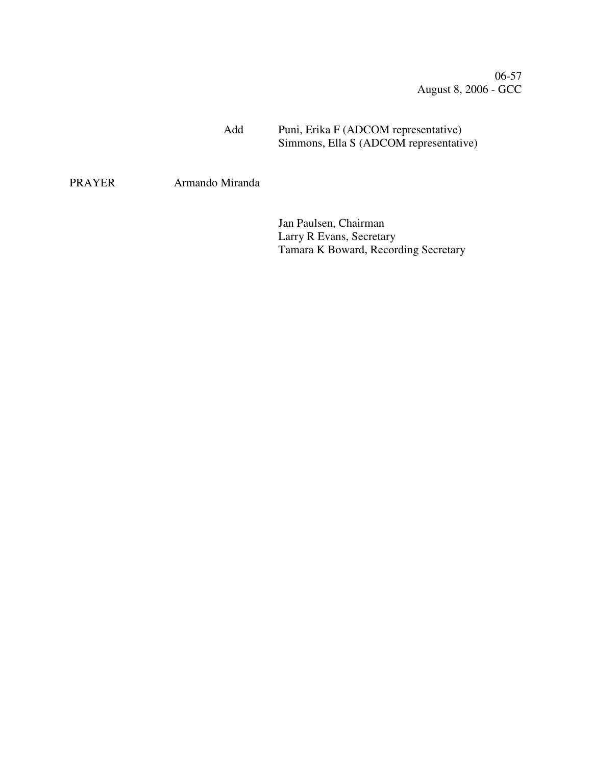Add Puni, Erika F (ADCOM representative)
Simmons, Ella S (ADCOM representative)

PRAYER Armando Miranda

Jan Paulsen, Chairman
Larry R Evans, Secretary
Tamara K Boward, Recording Secretary